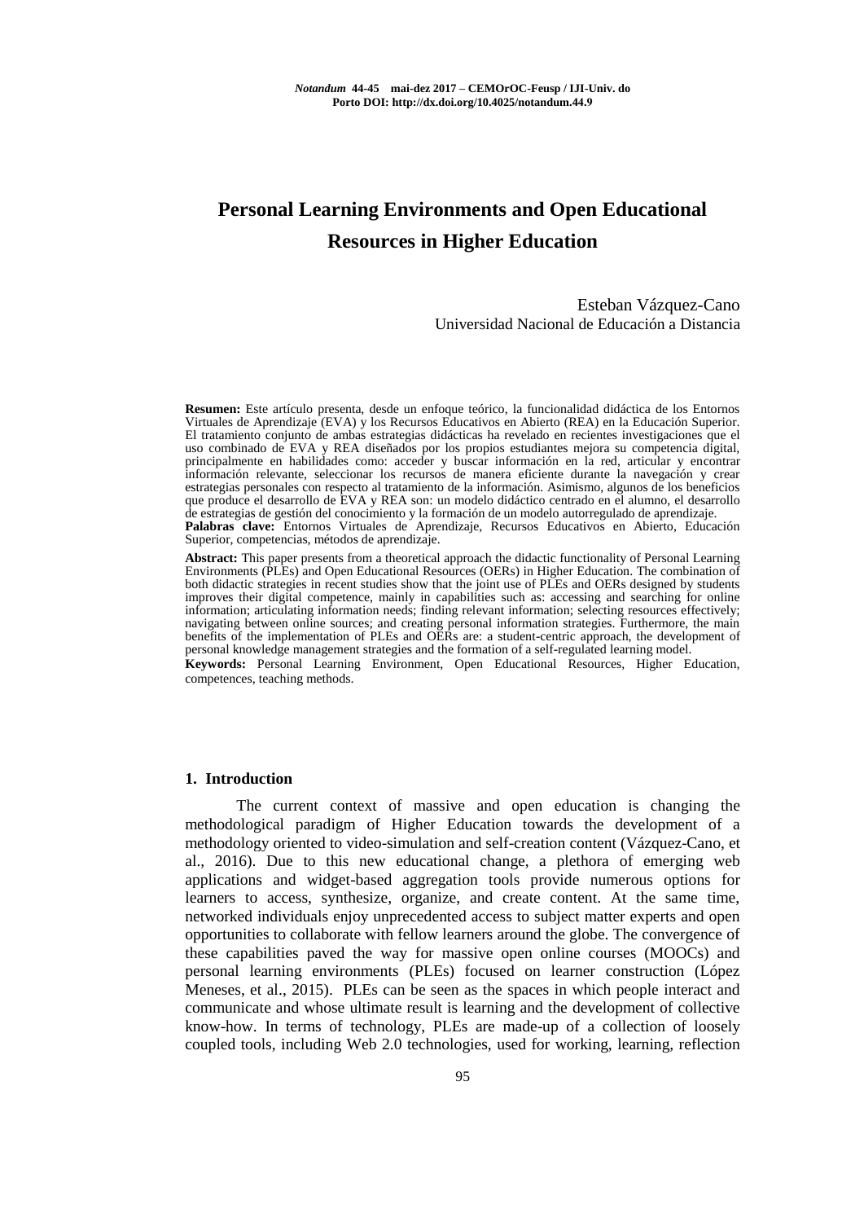# Personal Learning Environments and Open Educational Resources in Higher Education

Esteban Vázquez-Cano
Universidad Nacional de Educación a Distancia

**Resumen:** Este artículo presenta, desde un enfoque teórico, la funcionalidad didáctica de los Entornos Virtuales de Aprendizaje (EVA) y los Recursos Educativos en Abierto (REA) en la Educación Superior. El tratamiento conjunto de ambas estrategias didácticas ha revelado en recientes investigaciones que el uso combinado de EVA y REA diseñados por los propios estudiantes mejora su competencia digital, principalmente en habilidades como: acceder y buscar información en la red, articular y encontrar información relevante, seleccionar los recursos de manera eficiente durante la navegación y crear estrategias personales con respecto al tratamiento de la información. Asimismo, algunos de los beneficios que produce el desarrollo de EVA y REA son: un modelo didáctico centrado en el alumno, el desarrollo de estrategias de gestión del conocimiento y la formación de un modelo autorregulado de aprendizaje.
**Palabras clave:** Entornos Virtuales de Aprendizaje, Recursos Educativos en Abierto, Educación Superior, competencias, métodos de aprendizaje.

**Abstract:** This paper presents from a theoretical approach the didactic functionality of Personal Learning Environments (PLEs) and Open Educational Resources (OERs) in Higher Education. The combination of both didactic strategies in recent studies show that the joint use of PLEs and OERs designed by students improves their digital competence, mainly in capabilities such as: accessing and searching for online information; articulating information needs; finding relevant information; selecting resources effectively; navigating between online sources; and creating personal information strategies. Furthermore, the main benefits of the implementation of PLEs and OERs are: a student-centric approach, the development of personal knowledge management strategies and the formation of a self-regulated learning model.
**Keywords:** Personal Learning Environment, Open Educational Resources, Higher Education, competences, teaching methods.

## 1. Introduction

The current context of massive and open education is changing the methodological paradigm of Higher Education towards the development of a methodology oriented to video-simulation and self-creation content (Vázquez-Cano, et al., 2016). Due to this new educational change, a plethora of emerging web applications and widget-based aggregation tools provide numerous options for learners to access, synthesize, organize, and create content. At the same time, networked individuals enjoy unprecedented access to subject matter experts and open opportunities to collaborate with fellow learners around the globe. The convergence of these capabilities paved the way for massive open online courses (MOOCs) and personal learning environments (PLEs) focused on learner construction (López Meneses, et al., 2015). PLEs can be seen as the spaces in which people interact and communicate and whose ultimate result is learning and the development of collective know-how. In terms of technology, PLEs are made-up of a collection of loosely coupled tools, including Web 2.0 technologies, used for working, learning, reflection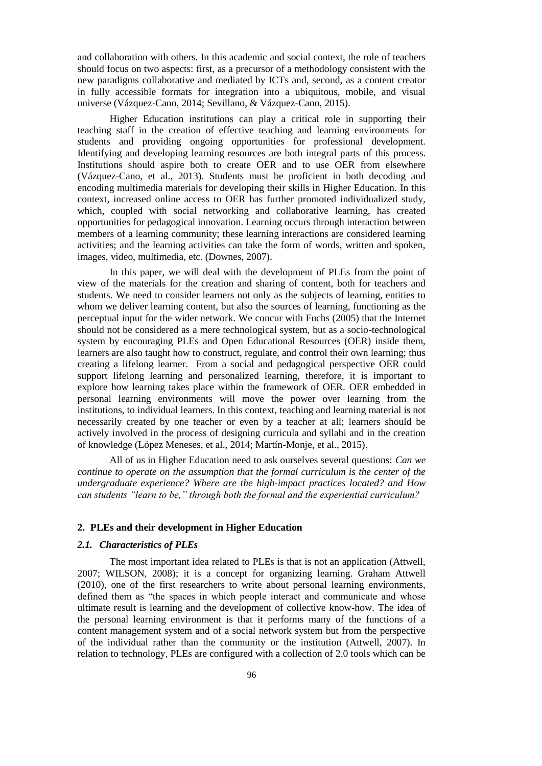and collaboration with others. In this academic and social context, the role of teachers should focus on two aspects: first, as a precursor of a methodology consistent with the new paradigms collaborative and mediated by ICTs and, second, as a content creator in fully accessible formats for integration into a ubiquitous, mobile, and visual universe (Vázquez-Cano, 2014; Sevillano, & Vázquez-Cano, 2015).

Higher Education institutions can play a critical role in supporting their teaching staff in the creation of effective teaching and learning environments for students and providing ongoing opportunities for professional development. Identifying and developing learning resources are both integral parts of this process. Institutions should aspire both to create OER and to use OER from elsewhere (Vázquez-Cano, et al., 2013). Students must be proficient in both decoding and encoding multimedia materials for developing their skills in Higher Education. In this context, increased online access to OER has further promoted individualized study, which, coupled with social networking and collaborative learning, has created opportunities for pedagogical innovation. Learning occurs through interaction between members of a learning community; these learning interactions are considered learning activities; and the learning activities can take the form of words, written and spoken, images, video, multimedia, etc. (Downes, 2007).

In this paper, we will deal with the development of PLEs from the point of view of the materials for the creation and sharing of content, both for teachers and students. We need to consider learners not only as the subjects of learning, entities to whom we deliver learning content, but also the sources of learning, functioning as the perceptual input for the wider network. We concur with Fuchs (2005) that the Internet should not be considered as a mere technological system, but as a socio-technological system by encouraging PLEs and Open Educational Resources (OER) inside them, learners are also taught how to construct, regulate, and control their own learning; thus creating a lifelong learner. From a social and pedagogical perspective OER could support lifelong learning and personalized learning, therefore, it is important to explore how learning takes place within the framework of OER. OER embedded in personal learning environments will move the power over learning from the institutions, to individual learners. In this context, teaching and learning material is not necessarily created by one teacher or even by a teacher at all; learners should be actively involved in the process of designing curricula and syllabi and in the creation of knowledge (López Meneses, et al., 2014; Martín-Monje, et al., 2015).

All of us in Higher Education need to ask ourselves several questions: *Can we continue to operate on the assumption that the formal curriculum is the center of the undergraduate experience? Where are the high-impact practices located? and How can students "learn to be," through both the formal and the experiential curriculum?*

## 2. PLEs and their development in Higher Education

### *2.1. Characteristics of PLEs*

The most important idea related to PLEs is that is not an application (Attwell, 2007; WILSON, 2008); it is a concept for organizing learning. Graham Attwell (2010), one of the first researchers to write about personal learning environments, defined them as "the spaces in which people interact and communicate and whose ultimate result is learning and the development of collective know-how. The idea of the personal learning environment is that it performs many of the functions of a content management system and of a social network system but from the perspective of the individual rather than the community or the institution (Attwell, 2007). In relation to technology, PLEs are configured with a collection of 2.0 tools which can be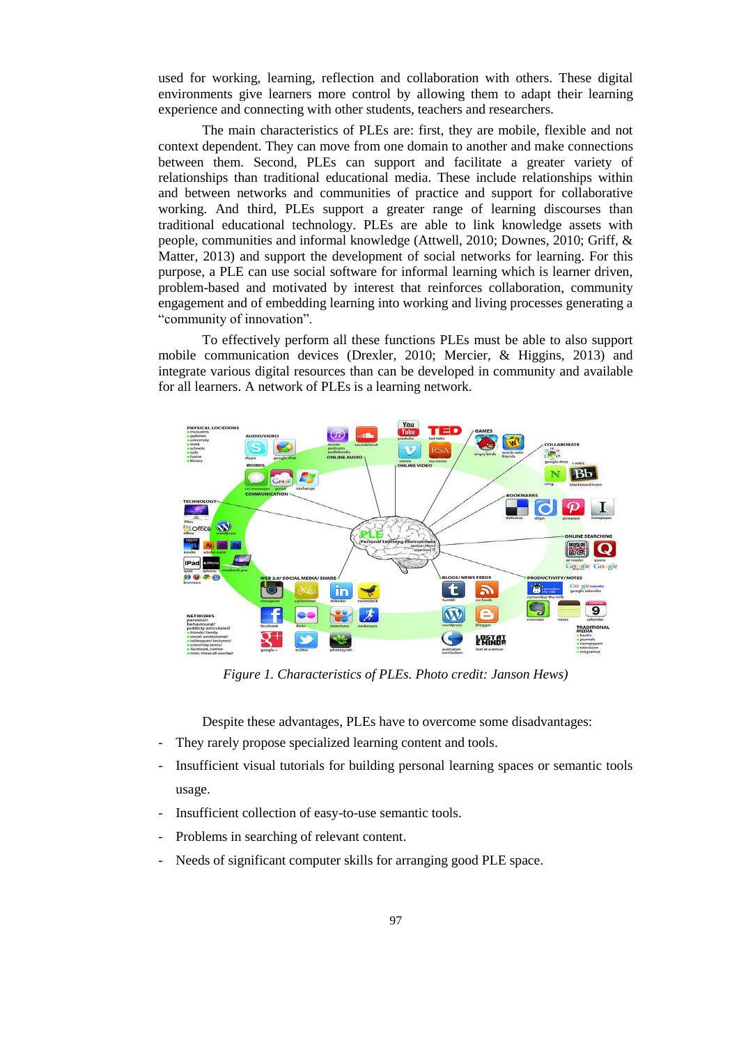used for working, learning, reflection and collaboration with others. These digital environments give learners more control by allowing them to adapt their learning experience and connecting with other students, teachers and researchers.

The main characteristics of PLEs are: first, they are mobile, flexible and not context dependent. They can move from one domain to another and make connections between them. Second, PLEs can support and facilitate a greater variety of relationships than traditional educational media. These include relationships within and between networks and communities of practice and support for collaborative working. And third, PLEs support a greater range of learning discourses than traditional educational technology. PLEs are able to link knowledge assets with people, communities and informal knowledge (Attwell, 2010; Downes, 2010; Griff, & Matter, 2013) and support the development of social networks for learning. For this purpose, a PLE can use social software for informal learning which is learner driven, problem-based and motivated by interest that reinforces collaboration, community engagement and of embedding learning into working and living processes generating a "community of innovation".

To effectively perform all these functions PLEs must be able to also support mobile communication devices (Drexler, 2010; Mercier, & Higgins, 2013) and integrate various digital resources than can be developed in community and available for all learners. A network of PLEs is a learning network.

*Figure 1. Characteristics of PLEs. Photo credit: Janson Hews)*

Despite these advantages, PLEs have to overcome some disadvantages:

- They rarely propose specialized learning content and tools.
- Insufficient visual tutorials for building personal learning spaces or semantic tools usage.
- Insufficient collection of easy-to-use semantic tools.
- Problems in searching of relevant content.
- Needs of significant computer skills for arranging good PLE space.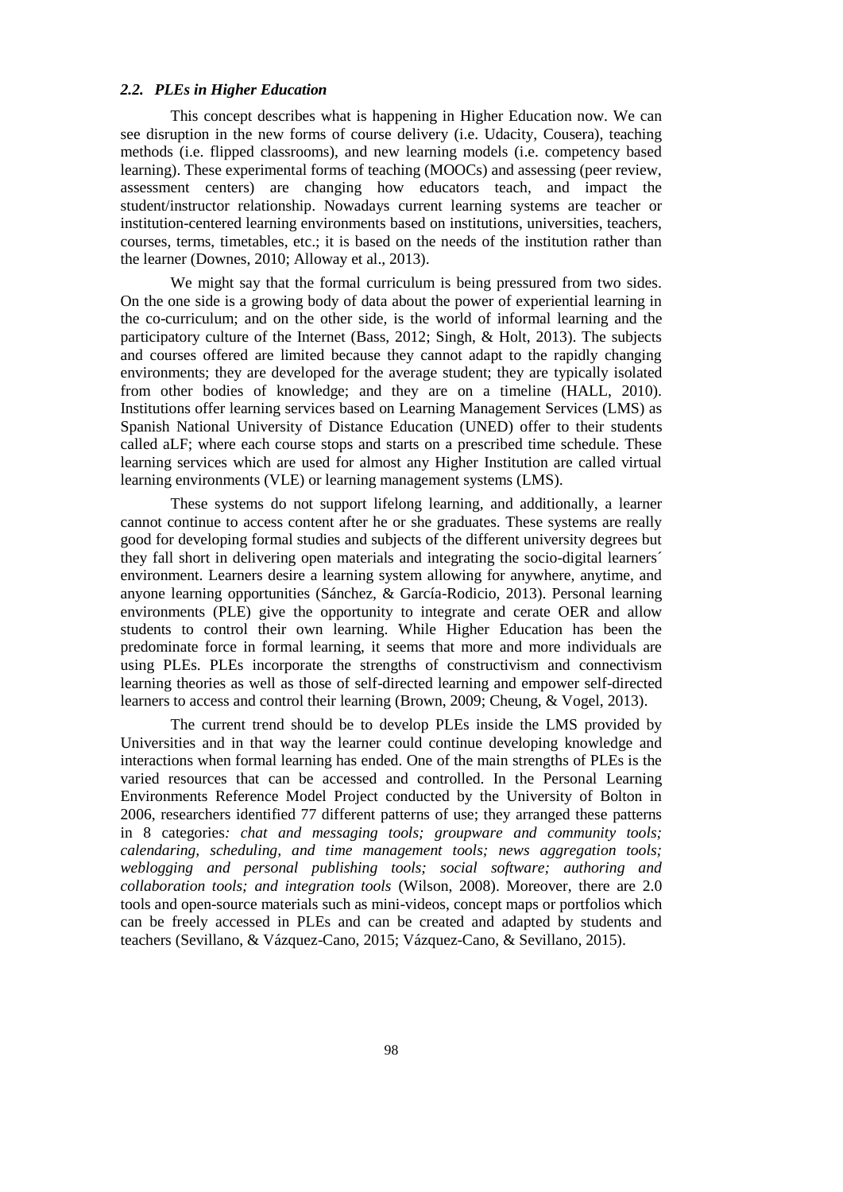### *2.2. PLEs in Higher Education*

This concept describes what is happening in Higher Education now. We can see disruption in the new forms of course delivery (i.e. Udacity, Cousera), teaching methods (i.e. flipped classrooms), and new learning models (i.e. competency based learning). These experimental forms of teaching (MOOCs) and assessing (peer review, assessment centers) are changing how educators teach, and impact the student/instructor relationship. Nowadays current learning systems are teacher or institution-centered learning environments based on institutions, universities, teachers, courses, terms, timetables, etc.; it is based on the needs of the institution rather than the learner (Downes, 2010; Alloway et al., 2013).

We might say that the formal curriculum is being pressured from two sides. On the one side is a growing body of data about the power of experiential learning in the co-curriculum; and on the other side, is the world of informal learning and the participatory culture of the Internet (Bass, 2012; Singh, & Holt, 2013). The subjects and courses offered are limited because they cannot adapt to the rapidly changing environments; they are developed for the average student; they are typically isolated from other bodies of knowledge; and they are on a timeline (HALL, 2010). Institutions offer learning services based on Learning Management Services (LMS) as Spanish National University of Distance Education (UNED) offer to their students called aLF; where each course stops and starts on a prescribed time schedule. These learning services which are used for almost any Higher Institution are called virtual learning environments (VLE) or learning management systems (LMS).

These systems do not support lifelong learning, and additionally, a learner cannot continue to access content after he or she graduates. These systems are really good for developing formal studies and subjects of the different university degrees but they fall short in delivering open materials and integrating the socio-digital learners´ environment. Learners desire a learning system allowing for anywhere, anytime, and anyone learning opportunities (Sánchez, & García-Rodicio, 2013). Personal learning environments (PLE) give the opportunity to integrate and cerate OER and allow students to control their own learning. While Higher Education has been the predominate force in formal learning, it seems that more and more individuals are using PLEs. PLEs incorporate the strengths of constructivism and connectivism learning theories as well as those of self-directed learning and empower self-directed learners to access and control their learning (Brown, 2009; Cheung, & Vogel, 2013).

The current trend should be to develop PLEs inside the LMS provided by Universities and in that way the learner could continue developing knowledge and interactions when formal learning has ended. One of the main strengths of PLEs is the varied resources that can be accessed and controlled. In the Personal Learning Environments Reference Model Project conducted by the University of Bolton in 2006, researchers identified 77 different patterns of use; they arranged these patterns in 8 categories*: chat and messaging tools; groupware and community tools; calendaring, scheduling, and time management tools; news aggregation tools; weblogging and personal publishing tools; social software; authoring and collaboration tools; and integration tools* (Wilson, 2008). Moreover, there are 2.0 tools and open-source materials such as mini-videos, concept maps or portfolios which can be freely accessed in PLEs and can be created and adapted by students and teachers (Sevillano, & Vázquez-Cano, 2015; Vázquez-Cano, & Sevillano, 2015).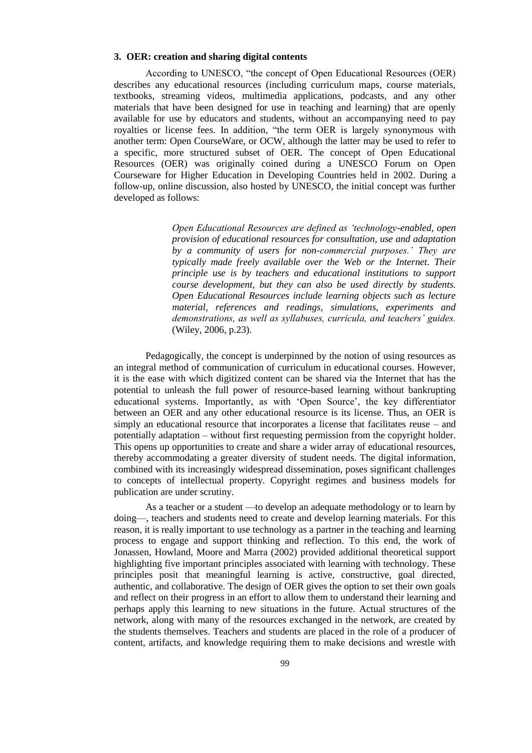### 3. OER: creation and sharing digital contents

According to UNESCO, "the concept of Open Educational Resources (OER) describes any educational resources (including curriculum maps, course materials, textbooks, streaming videos, multimedia applications, podcasts, and any other materials that have been designed for use in teaching and learning) that are openly available for use by educators and students, without an accompanying need to pay royalties or license fees. In addition, "the term OER is largely synonymous with another term: Open CourseWare, or OCW, although the latter may be used to refer to a specific, more structured subset of OER. The concept of Open Educational Resources (OER) was originally coined during a UNESCO Forum on Open Courseware for Higher Education in Developing Countries held in 2002. During a follow-up, online discussion, also hosted by UNESCO, the initial concept was further developed as follows:

> *Open Educational Resources are defined as 'technology-enabled, open provision of educational resources for consultation, use and adaptation by a community of users for non-commercial purposes.' They are typically made freely available over the Web or the Internet. Their principle use is by teachers and educational institutions to support course development, but they can also be used directly by students. Open Educational Resources include learning objects such as lecture material, references and readings, simulations, experiments and demonstrations, as well as syllabuses, curricula, and teachers' guides.* (Wiley, 2006, p.23).

Pedagogically, the concept is underpinned by the notion of using resources as an integral method of communication of curriculum in educational courses. However, it is the ease with which digitized content can be shared via the Internet that has the potential to unleash the full power of resource-based learning without bankrupting educational systems. Importantly, as with 'Open Source', the key differentiator between an OER and any other educational resource is its license. Thus, an OER is simply an educational resource that incorporates a license that facilitates reuse – and potentially adaptation – without first requesting permission from the copyright holder. This opens up opportunities to create and share a wider array of educational resources, thereby accommodating a greater diversity of student needs. The digital information, combined with its increasingly widespread dissemination, poses significant challenges to concepts of intellectual property. Copyright regimes and business models for publication are under scrutiny.

As a teacher or a student —to develop an adequate methodology or to learn by doing—, teachers and students need to create and develop learning materials. For this reason, it is really important to use technology as a partner in the teaching and learning process to engage and support thinking and reflection. To this end, the work of Jonassen, Howland, Moore and Marra (2002) provided additional theoretical support highlighting five important principles associated with learning with technology. These principles posit that meaningful learning is active, constructive, goal directed, authentic, and collaborative. The design of OER gives the option to set their own goals and reflect on their progress in an effort to allow them to understand their learning and perhaps apply this learning to new situations in the future. Actual structures of the network, along with many of the resources exchanged in the network, are created by the students themselves. Teachers and students are placed in the role of a producer of content, artifacts, and knowledge requiring them to make decisions and wrestle with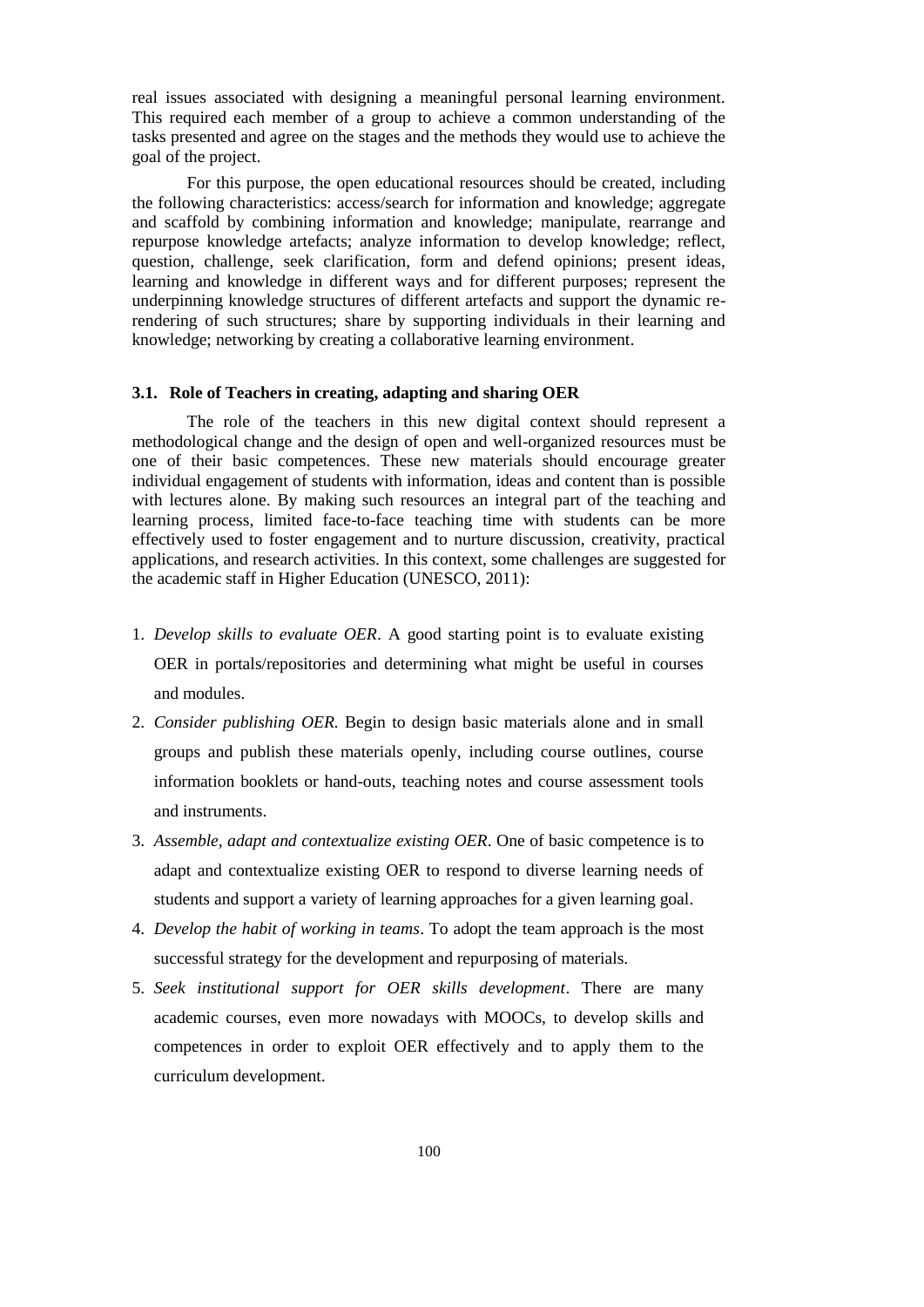real issues associated with designing a meaningful personal learning environment. This required each member of a group to achieve a common understanding of the tasks presented and agree on the stages and the methods they would use to achieve the goal of the project.

For this purpose, the open educational resources should be created, including the following characteristics: access/search for information and knowledge; aggregate and scaffold by combining information and knowledge; manipulate, rearrange and repurpose knowledge artefacts; analyze information to develop knowledge; reflect, question, challenge, seek clarification, form and defend opinions; present ideas, learning and knowledge in different ways and for different purposes; represent the underpinning knowledge structures of different artefacts and support the dynamic re-rendering of such structures; share by supporting individuals in their learning and knowledge; networking by creating a collaborative learning environment.

### 3.1. Role of Teachers in creating, adapting and sharing OER

The role of the teachers in this new digital context should represent a methodological change and the design of open and well-organized resources must be one of their basic competences. These new materials should encourage greater individual engagement of students with information, ideas and content than is possible with lectures alone. By making such resources an integral part of the teaching and learning process, limited face-to-face teaching time with students can be more effectively used to foster engagement and to nurture discussion, creativity, practical applications, and research activities. In this context, some challenges are suggested for the academic staff in Higher Education (UNESCO, 2011):

1. *Develop skills to evaluate OER*. A good starting point is to evaluate existing OER in portals/repositories and determining what might be useful in courses and modules.
2. *Consider publishing OER.* Begin to design basic materials alone and in small groups and publish these materials openly, including course outlines, course information booklets or hand-outs, teaching notes and course assessment tools and instruments.
3. *Assemble, adapt and contextualize existing OER*. One of basic competence is to adapt and contextualize existing OER to respond to diverse learning needs of students and support a variety of learning approaches for a given learning goal.
4. *Develop the habit of working in teams*. To adopt the team approach is the most successful strategy for the development and repurposing of materials.
5. *Seek institutional support for OER skills development*. There are many academic courses, even more nowadays with MOOCs, to develop skills and competences in order to exploit OER effectively and to apply them to the curriculum development.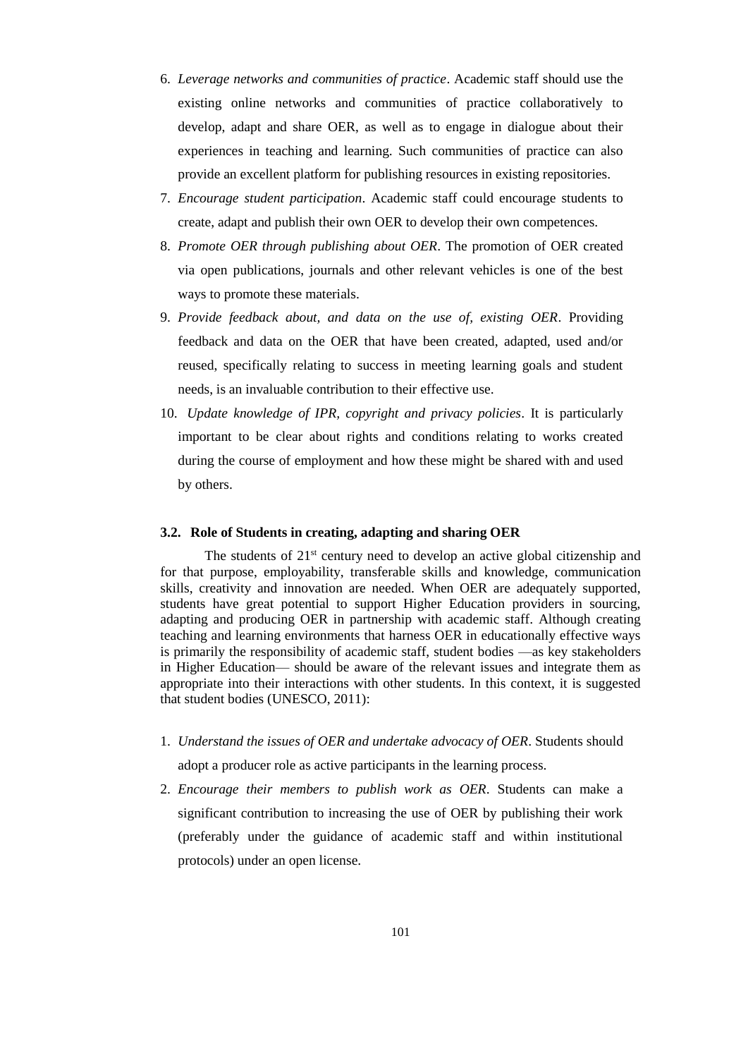6. *Leverage networks and communities of practice*. Academic staff should use the existing online networks and communities of practice collaboratively to develop, adapt and share OER, as well as to engage in dialogue about their experiences in teaching and learning. Such communities of practice can also provide an excellent platform for publishing resources in existing repositories.
7. *Encourage student participation*. Academic staff could encourage students to create, adapt and publish their own OER to develop their own competences.
8. *Promote OER through publishing about OER*. The promotion of OER created via open publications, journals and other relevant vehicles is one of the best ways to promote these materials.
9. *Provide feedback about, and data on the use of, existing OER*. Providing feedback and data on the OER that have been created, adapted, used and/or reused, specifically relating to success in meeting learning goals and student needs, is an invaluable contribution to their effective use.
10. *Update knowledge of IPR, copyright and privacy policies*. It is particularly important to be clear about rights and conditions relating to works created during the course of employment and how these might be shared with and used by others.

### 3.2. Role of Students in creating, adapting and sharing OER

The students of 21st century need to develop an active global citizenship and for that purpose, employability, transferable skills and knowledge, communication skills, creativity and innovation are needed. When OER are adequately supported, students have great potential to support Higher Education providers in sourcing, adapting and producing OER in partnership with academic staff. Although creating teaching and learning environments that harness OER in educationally effective ways is primarily the responsibility of academic staff, student bodies —as key stakeholders in Higher Education— should be aware of the relevant issues and integrate them as appropriate into their interactions with other students. In this context, it is suggested that student bodies (UNESCO, 2011):

1. *Understand the issues of OER and undertake advocacy of OER*. Students should adopt a producer role as active participants in the learning process.
2. *Encourage their members to publish work as OER*. Students can make a significant contribution to increasing the use of OER by publishing their work (preferably under the guidance of academic staff and within institutional protocols) under an open license.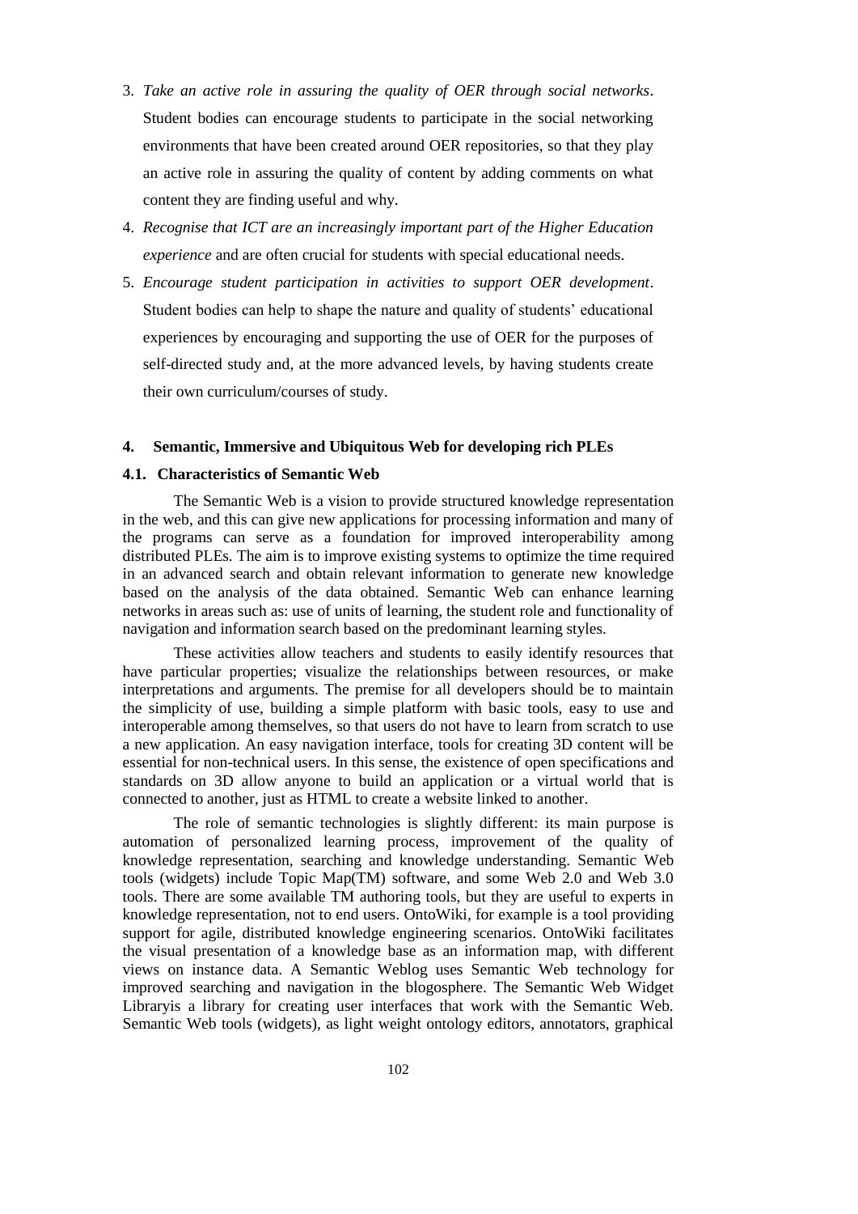3. *Take an active role in assuring the quality of OER through social networks*. Student bodies can encourage students to participate in the social networking environments that have been created around OER repositories, so that they play an active role in assuring the quality of content by adding comments on what content they are finding useful and why.
4. *Recognise that ICT are an increasingly important part of the Higher Education experience* and are often crucial for students with special educational needs.
5. *Encourage student participation in activities to support OER development*. Student bodies can help to shape the nature and quality of students' educational experiences by encouraging and supporting the use of OER for the purposes of self-directed study and, at the more advanced levels, by having students create their own curriculum/courses of study.

## 4. Semantic, Immersive and Ubiquitous Web for developing rich PLEs

### 4.1. Characteristics of Semantic Web

The Semantic Web is a vision to provide structured knowledge representation in the web, and this can give new applications for processing information and many of the programs can serve as a foundation for improved interoperability among distributed PLEs. The aim is to improve existing systems to optimize the time required in an advanced search and obtain relevant information to generate new knowledge based on the analysis of the data obtained. Semantic Web can enhance learning networks in areas such as: use of units of learning, the student role and functionality of navigation and information search based on the predominant learning styles.

These activities allow teachers and students to easily identify resources that have particular properties; visualize the relationships between resources, or make interpretations and arguments. The premise for all developers should be to maintain the simplicity of use, building a simple platform with basic tools, easy to use and interoperable among themselves, so that users do not have to learn from scratch to use a new application. An easy navigation interface, tools for creating 3D content will be essential for non-technical users. In this sense, the existence of open specifications and standards on 3D allow anyone to build an application or a virtual world that is connected to another, just as HTML to create a website linked to another.

The role of semantic technologies is slightly different: its main purpose is automation of personalized learning process, improvement of the quality of knowledge representation, searching and knowledge understanding. Semantic Web tools (widgets) include Topic Map(TM) software, and some Web 2.0 and Web 3.0 tools. There are some available TM authoring tools, but they are useful to experts in knowledge representation, not to end users. OntoWiki, for example is a tool providing support for agile, distributed knowledge engineering scenarios. OntoWiki facilitates the visual presentation of a knowledge base as an information map, with different views on instance data. A Semantic Weblog uses Semantic Web technology for improved searching and navigation in the blogosphere. The Semantic Web Widget Libraryis a library for creating user interfaces that work with the Semantic Web. Semantic Web tools (widgets), as light weight ontology editors, annotators, graphical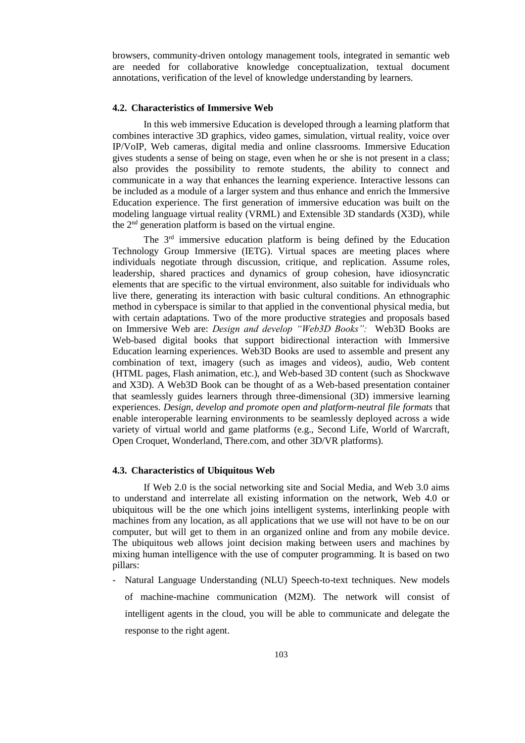browsers, community-driven ontology management tools, integrated in semantic web are needed for collaborative knowledge conceptualization, textual document annotations, verification of the level of knowledge understanding by learners.

### 4.2. Characteristics of Immersive Web

In this web immersive Education is developed through a learning platform that combines interactive 3D graphics, video games, simulation, virtual reality, voice over IP/VoIP, Web cameras, digital media and online classrooms. Immersive Education gives students a sense of being on stage, even when he or she is not present in a class; also provides the possibility to remote students, the ability to connect and communicate in a way that enhances the learning experience. Interactive lessons can be included as a module of a larger system and thus enhance and enrich the Immersive Education experience. The first generation of immersive education was built on the modeling language virtual reality (VRML) and Extensible 3D standards (X3D), while the 2nd generation platform is based on the virtual engine.

The 3rd immersive education platform is being defined by the Education Technology Group Immersive (IETG). Virtual spaces are meeting places where individuals negotiate through discussion, critique, and replication. Assume roles, leadership, shared practices and dynamics of group cohesion, have idiosyncratic elements that are specific to the virtual environment, also suitable for individuals who live there, generating its interaction with basic cultural conditions. An ethnographic method in cyberspace is similar to that applied in the conventional physical media, but with certain adaptations. Two of the more productive strategies and proposals based on Immersive Web are: *Design and develop "Web3D Books":* Web3D Books are Web-based digital books that support bidirectional interaction with Immersive Education learning experiences. Web3D Books are used to assemble and present any combination of text, imagery (such as images and videos), audio, Web content (HTML pages, Flash animation, etc.), and Web-based 3D content (such as Shockwave and X3D). A Web3D Book can be thought of as a Web-based presentation container that seamlessly guides learners through three-dimensional (3D) immersive learning experiences. *Design, develop and promote open and platform-neutral file formats* that enable interoperable learning environments to be seamlessly deployed across a wide variety of virtual world and game platforms (e.g., Second Life, World of Warcraft, Open Croquet, Wonderland, There.com, and other 3D/VR platforms).

### 4.3. Characteristics of Ubiquitous Web

If Web 2.0 is the social networking site and Social Media, and Web 3.0 aims to understand and interrelate all existing information on the network, Web 4.0 or ubiquitous will be the one which joins intelligent systems, interlinking people with machines from any location, as all applications that we use will not have to be on our computer, but will get to them in an organized online and from any mobile device. The ubiquitous web allows joint decision making between users and machines by mixing human intelligence with the use of computer programming. It is based on two pillars:

- Natural Language Understanding (NLU) Speech-to-text techniques. New models of machine-machine communication (M2M). The network will consist of intelligent agents in the cloud, you will be able to communicate and delegate the response to the right agent.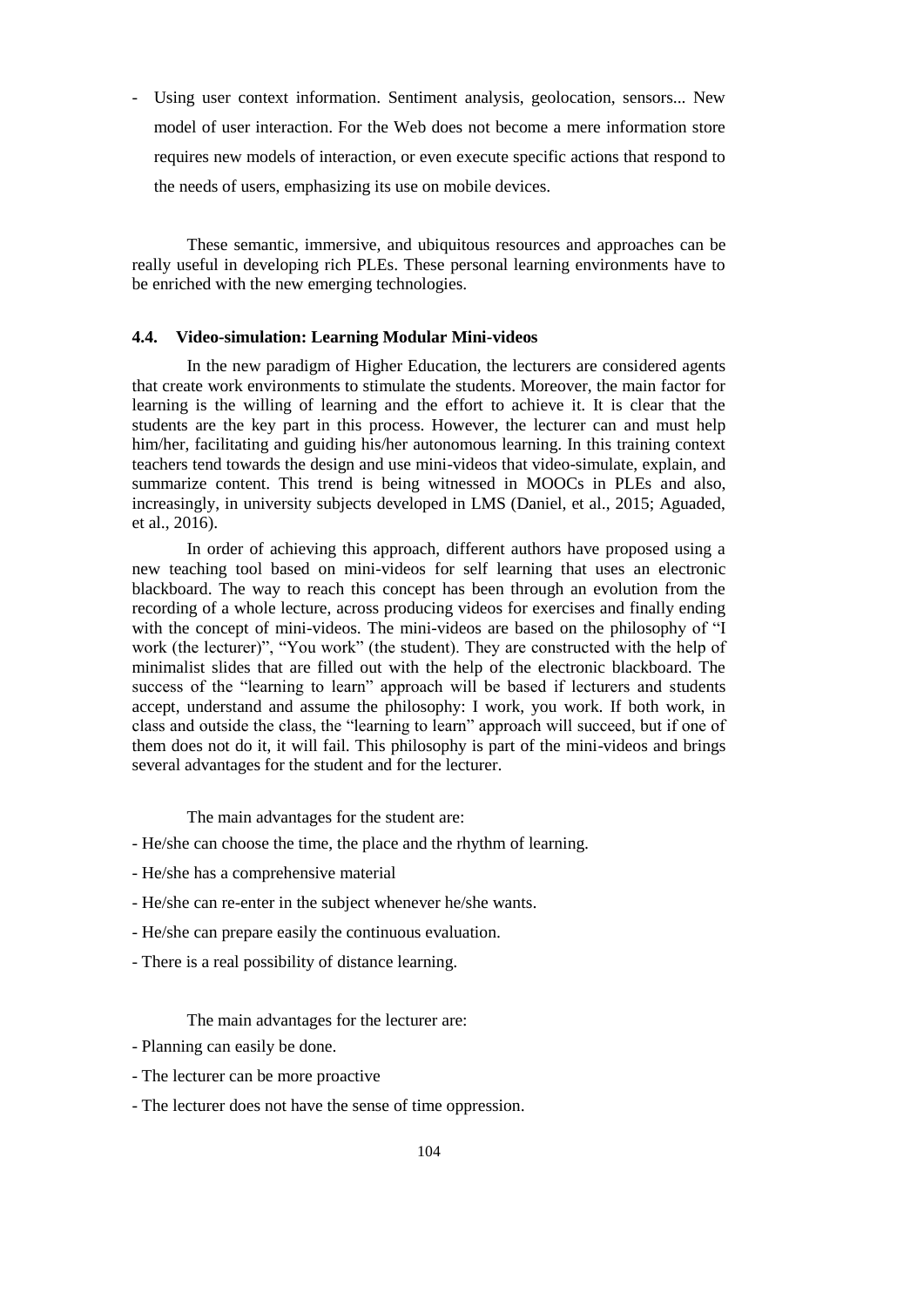- Using user context information. Sentiment analysis, geolocation, sensors... New model of user interaction. For the Web does not become a mere information store requires new models of interaction, or even execute specific actions that respond to the needs of users, emphasizing its use on mobile devices.

These semantic, immersive, and ubiquitous resources and approaches can be really useful in developing rich PLEs. These personal learning environments have to be enriched with the new emerging technologies.

### 4.4. Video-simulation: Learning Modular Mini-videos

In the new paradigm of Higher Education, the lecturers are considered agents that create work environments to stimulate the students. Moreover, the main factor for learning is the willing of learning and the effort to achieve it. It is clear that the students are the key part in this process. However, the lecturer can and must help him/her, facilitating and guiding his/her autonomous learning. In this training context teachers tend towards the design and use mini-videos that video-simulate, explain, and summarize content. This trend is being witnessed in MOOCs in PLEs and also, increasingly, in university subjects developed in LMS (Daniel, et al., 2015; Aguaded, et al., 2016).

In order of achieving this approach, different authors have proposed using a new teaching tool based on mini-videos for self learning that uses an electronic blackboard. The way to reach this concept has been through an evolution from the recording of a whole lecture, across producing videos for exercises and finally ending with the concept of mini-videos. The mini-videos are based on the philosophy of "I work (the lecturer)", "You work" (the student). They are constructed with the help of minimalist slides that are filled out with the help of the electronic blackboard. The success of the "learning to learn" approach will be based if lecturers and students accept, understand and assume the philosophy: I work, you work. If both work, in class and outside the class, the "learning to learn" approach will succeed, but if one of them does not do it, it will fail. This philosophy is part of the mini-videos and brings several advantages for the student and for the lecturer.

The main advantages for the student are:

- He/she can choose the time, the place and the rhythm of learning.
- He/she has a comprehensive material
- He/she can re-enter in the subject whenever he/she wants.
- He/she can prepare easily the continuous evaluation.
- There is a real possibility of distance learning.

The main advantages for the lecturer are:

- Planning can easily be done.
- The lecturer can be more proactive
- The lecturer does not have the sense of time oppression.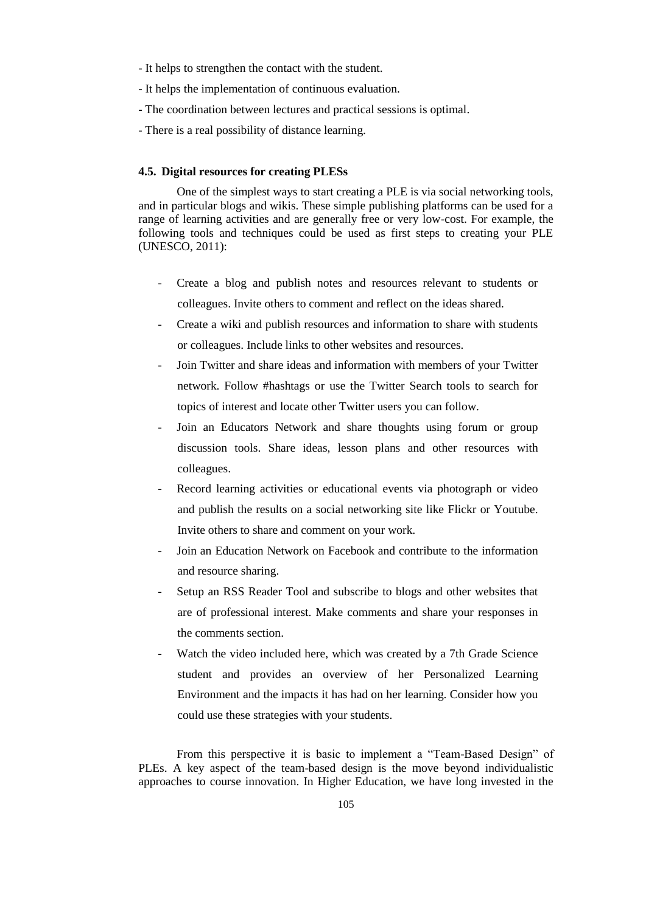- It helps to strengthen the contact with the student.

- It helps the implementation of continuous evaluation.

- The coordination between lectures and practical sessions is optimal.

- There is a real possibility of distance learning.

#### 4.5. Digital resources for creating PLESs

One of the simplest ways to start creating a PLE is via social networking tools, and in particular blogs and wikis. These simple publishing platforms can be used for a range of learning activities and are generally free or very low-cost. For example, the following tools and techniques could be used as first steps to creating your PLE (UNESCO, 2011):

- Create a blog and publish notes and resources relevant to students or colleagues. Invite others to comment and reflect on the ideas shared.
- Create a wiki and publish resources and information to share with students or colleagues. Include links to other websites and resources.
- Join Twitter and share ideas and information with members of your Twitter network. Follow #hashtags or use the Twitter Search tools to search for topics of interest and locate other Twitter users you can follow.
- Join an Educators Network and share thoughts using forum or group discussion tools. Share ideas, lesson plans and other resources with colleagues.
- Record learning activities or educational events via photograph or video and publish the results on a social networking site like Flickr or Youtube. Invite others to share and comment on your work.
- Join an Education Network on Facebook and contribute to the information and resource sharing.
- Setup an RSS Reader Tool and subscribe to blogs and other websites that are of professional interest. Make comments and share your responses in the comments section.
- Watch the video included here, which was created by a 7th Grade Science student and provides an overview of her Personalized Learning Environment and the impacts it has had on her learning. Consider how you could use these strategies with your students.

From this perspective it is basic to implement a "Team-Based Design" of PLEs. A key aspect of the team-based design is the move beyond individualistic approaches to course innovation. In Higher Education, we have long invested in the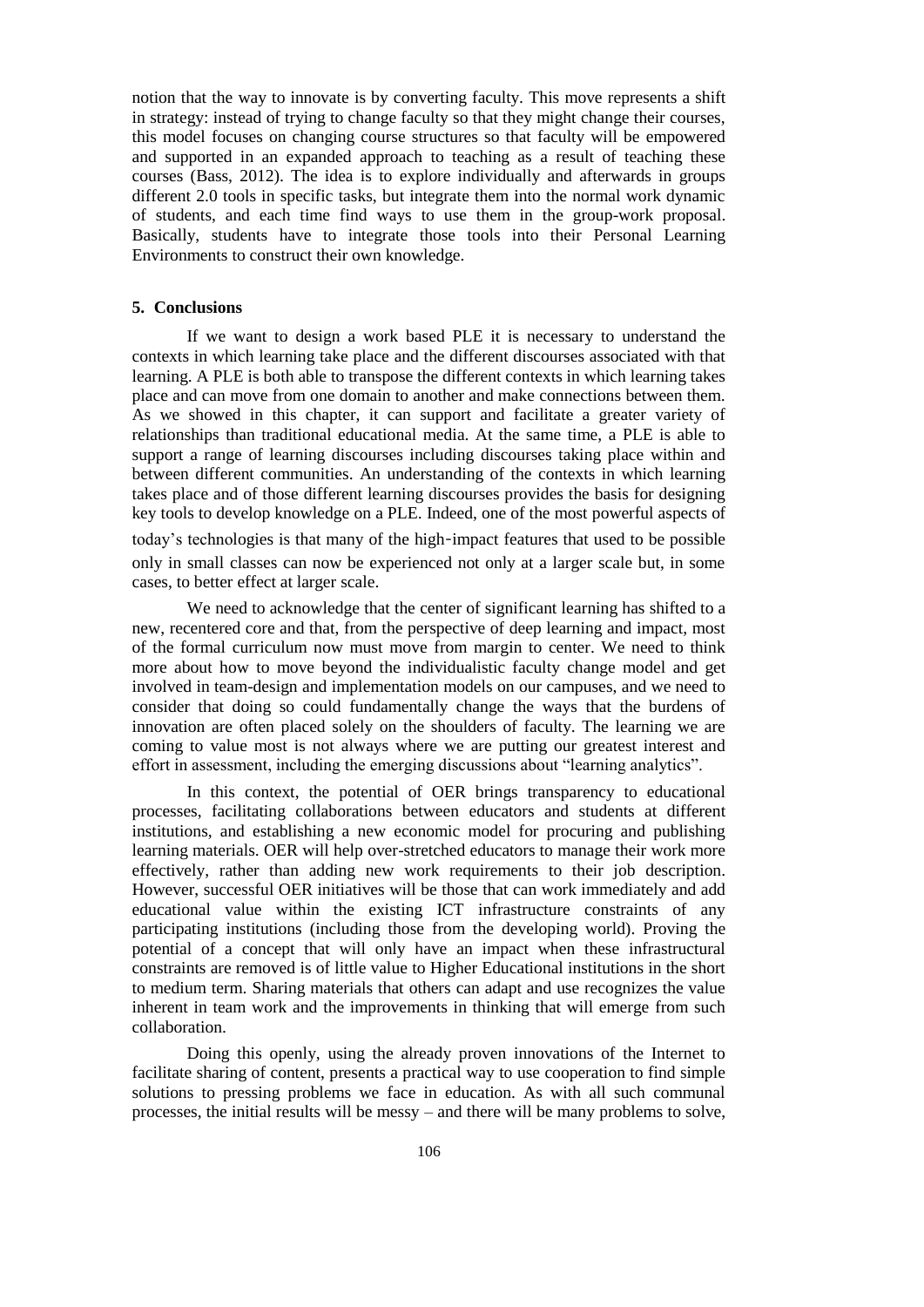notion that the way to innovate is by converting faculty. This move represents a shift in strategy: instead of trying to change faculty so that they might change their courses, this model focuses on changing course structures so that faculty will be empowered and supported in an expanded approach to teaching as a result of teaching these courses (Bass, 2012). The idea is to explore individually and afterwards in groups different 2.0 tools in specific tasks, but integrate them into the normal work dynamic of students, and each time find ways to use them in the group-work proposal. Basically, students have to integrate those tools into their Personal Learning Environments to construct their own knowledge.

## 5. Conclusions

If we want to design a work based PLE it is necessary to understand the contexts in which learning take place and the different discourses associated with that learning. A PLE is both able to transpose the different contexts in which learning takes place and can move from one domain to another and make connections between them. As we showed in this chapter, it can support and facilitate a greater variety of relationships than traditional educational media. At the same time, a PLE is able to support a range of learning discourses including discourses taking place within and between different communities. An understanding of the contexts in which learning takes place and of those different learning discourses provides the basis for designing key tools to develop knowledge on a PLE. Indeed, one of the most powerful aspects of today's technologies is that many of the high‑impact features that used to be possible only in small classes can now be experienced not only at a larger scale but, in some cases, to better effect at larger scale.

We need to acknowledge that the center of significant learning has shifted to a new, recentered core and that, from the perspective of deep learning and impact, most of the formal curriculum now must move from margin to center. We need to think more about how to move beyond the individualistic faculty change model and get involved in team-design and implementation models on our campuses, and we need to consider that doing so could fundamentally change the ways that the burdens of innovation are often placed solely on the shoulders of faculty. The learning we are coming to value most is not always where we are putting our greatest interest and effort in assessment, including the emerging discussions about "learning analytics".

In this context, the potential of OER brings transparency to educational processes, facilitating collaborations between educators and students at different institutions, and establishing a new economic model for procuring and publishing learning materials. OER will help over-stretched educators to manage their work more effectively, rather than adding new work requirements to their job description. However, successful OER initiatives will be those that can work immediately and add educational value within the existing ICT infrastructure constraints of any participating institutions (including those from the developing world). Proving the potential of a concept that will only have an impact when these infrastructural constraints are removed is of little value to Higher Educational institutions in the short to medium term. Sharing materials that others can adapt and use recognizes the value inherent in team work and the improvements in thinking that will emerge from such collaboration.

Doing this openly, using the already proven innovations of the Internet to facilitate sharing of content, presents a practical way to use cooperation to find simple solutions to pressing problems we face in education. As with all such communal processes, the initial results will be messy – and there will be many problems to solve,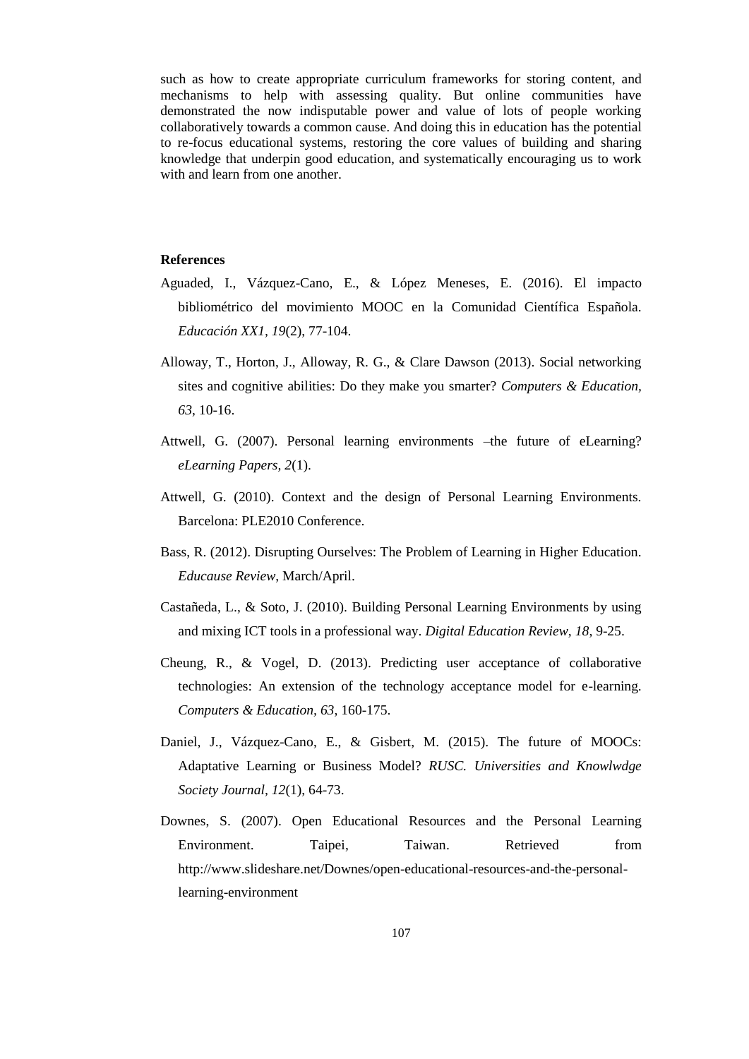such as how to create appropriate curriculum frameworks for storing content, and mechanisms to help with assessing quality. But online communities have demonstrated the now indisputable power and value of lots of people working collaboratively towards a common cause. And doing this in education has the potential to re-focus educational systems, restoring the core values of building and sharing knowledge that underpin good education, and systematically encouraging us to work with and learn from one another.

**References**

Aguaded, I., Vázquez-Cano, E., & López Meneses, E. (2016). El impacto bibliométrico del movimiento MOOC en la Comunidad Científica Española. *Educación XX1, 19*(2), 77-104.

Alloway, T., Horton, J., Alloway, R. G., & Clare Dawson (2013). Social networking sites and cognitive abilities: Do they make you smarter? *Computers & Education, 63*, 10-16.

Attwell, G. (2007). Personal learning environments –the future of eLearning? *eLearning Papers, 2*(1).

Attwell, G. (2010). Context and the design of Personal Learning Environments. Barcelona: PLE2010 Conference.

Bass, R. (2012). Disrupting Ourselves: The Problem of Learning in Higher Education. *Educause Review*, March/April.

Castañeda, L., & Soto, J. (2010). Building Personal Learning Environments by using and mixing ICT tools in a professional way. *Digital Education Review, 18*, 9-25.

Cheung, R., & Vogel, D. (2013). Predicting user acceptance of collaborative technologies: An extension of the technology acceptance model for e-learning. *Computers & Education, 63*, 160-175.

Daniel, J., Vázquez-Cano, E., & Gisbert, M. (2015). The future of MOOCs: Adaptative Learning or Business Model? *RUSC. Universities and Knowlwdge Society Journal, 12*(1), 64-73.

Downes, S. (2007). Open Educational Resources and the Personal Learning Environment. Taipei, Taiwan. Retrieved from http://www.slideshare.net/Downes/open-educational-resources-and-the-personal-learning-environment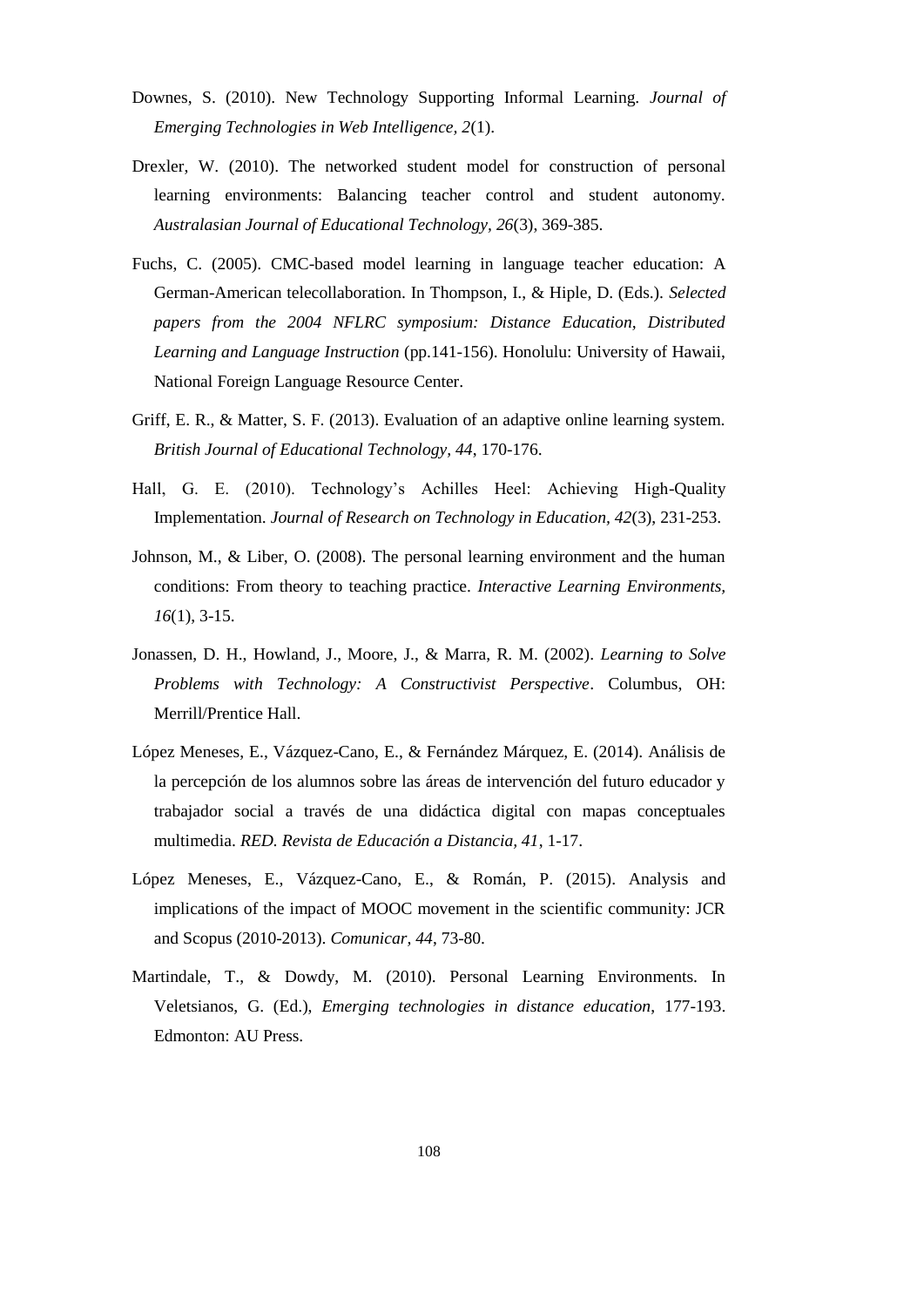Downes, S. (2010). New Technology Supporting Informal Learning. *Journal of Emerging Technologies in Web Intelligence, 2*(1).

Drexler, W. (2010). The networked student model for construction of personal learning environments: Balancing teacher control and student autonomy. *Australasian Journal of Educational Technology, 26*(3), 369-385.

Fuchs, C. (2005). CMC-based model learning in language teacher education: A German-American telecollaboration. In Thompson, I., & Hiple, D. (Eds.). *Selected papers from the 2004 NFLRC symposium: Distance Education, Distributed Learning and Language Instruction* (pp.141-156). Honolulu: University of Hawaii, National Foreign Language Resource Center.

Griff, E. R., & Matter, S. F. (2013). Evaluation of an adaptive online learning system. *British Journal of Educational Technology, 44*, 170-176.

Hall, G. E. (2010). Technology's Achilles Heel: Achieving High-Quality Implementation. *Journal of Research on Technology in Education, 42*(3), 231-253.

Johnson, M., & Liber, O. (2008). The personal learning environment and the human conditions: From theory to teaching practice. *Interactive Learning Environments, 16*(1), 3-15.

Jonassen, D. H., Howland, J., Moore, J., & Marra, R. M. (2002). *Learning to Solve Problems with Technology: A Constructivist Perspective*. Columbus, OH: Merrill/Prentice Hall.

López Meneses, E., Vázquez-Cano, E., & Fernández Márquez, E. (2014). Análisis de la percepción de los alumnos sobre las áreas de intervención del futuro educador y trabajador social a través de una didáctica digital con mapas conceptuales multimedia. *RED. Revista de Educación a Distancia, 41*, 1-17.

López Meneses, E., Vázquez-Cano, E., & Román, P. (2015). Analysis and implications of the impact of MOOC movement in the scientific community: JCR and Scopus (2010-2013). *Comunicar, 44*, 73-80.

Martindale, T., & Dowdy, M. (2010). Personal Learning Environments. In Veletsianos, G. (Ed.), *Emerging technologies in distance education*, 177-193. Edmonton: AU Press.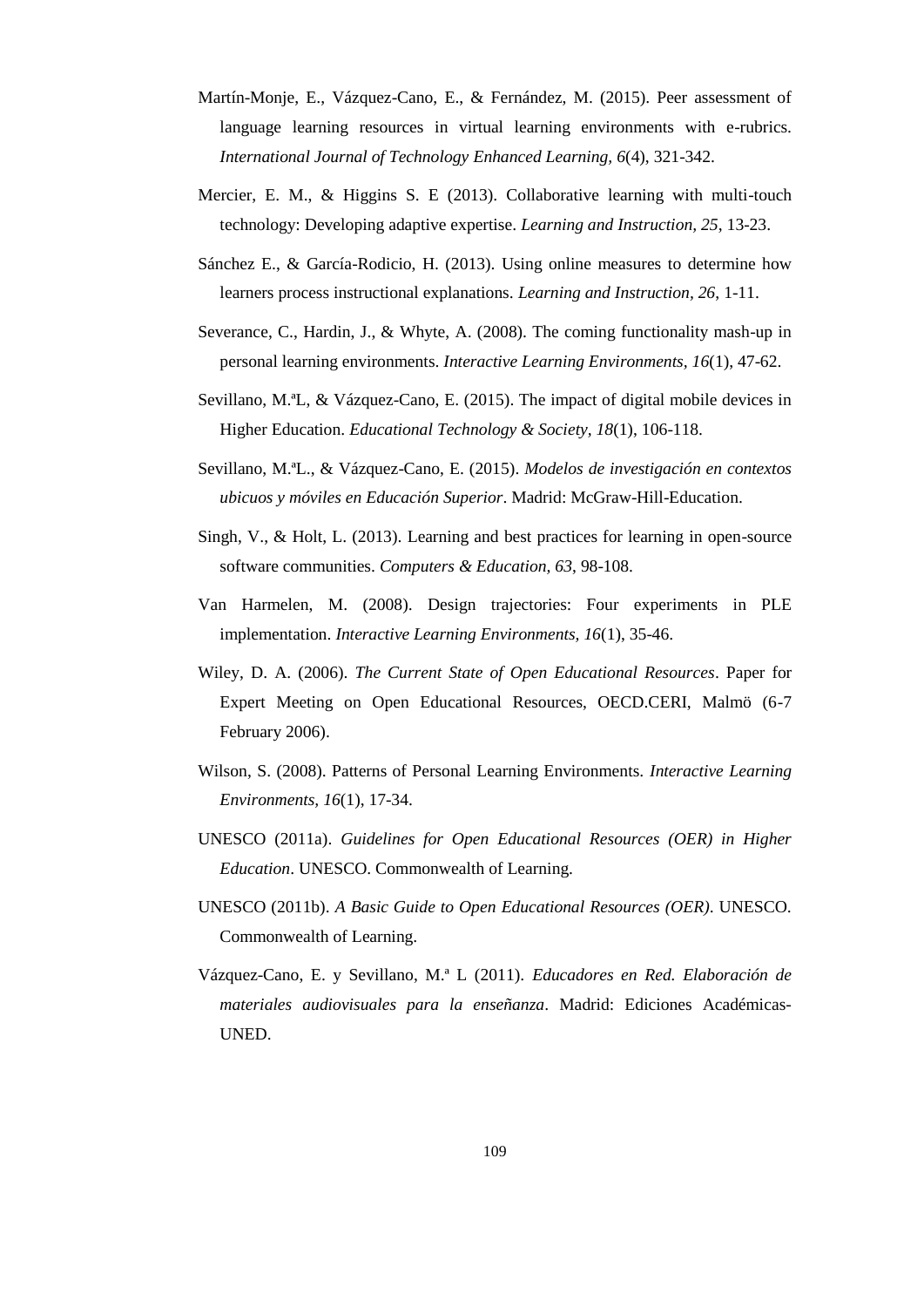Martín-Monje, E., Vázquez-Cano, E., & Fernández, M. (2015). Peer assessment of language learning resources in virtual learning environments with e-rubrics. *International Journal of Technology Enhanced Learning, 6*(4), 321-342.

Mercier, E. M., & Higgins S. E (2013). Collaborative learning with multi-touch technology: Developing adaptive expertise. *Learning and Instruction, 25*, 13-23.

Sánchez E., & García-Rodicio, H. (2013). Using online measures to determine how learners process instructional explanations. *Learning and Instruction, 26*, 1-11.

Severance, C., Hardin, J., & Whyte, A. (2008). The coming functionality mash-up in personal learning environments. *Interactive Learning Environments, 16*(1), 47-62.

Sevillano, M.ªL, & Vázquez-Cano, E. (2015). The impact of digital mobile devices in Higher Education. *Educational Technology & Society, 18*(1), 106-118.

Sevillano, M.ªL., & Vázquez-Cano, E. (2015). *Modelos de investigación en contextos ubicuos y móviles en Educación Superior*. Madrid: McGraw-Hill-Education.

Singh, V., & Holt, L. (2013). Learning and best practices for learning in open-source software communities. *Computers & Education, 63*, 98-108.

Van Harmelen, M. (2008). Design trajectories: Four experiments in PLE implementation. *Interactive Learning Environments, 16*(1), 35-46.

Wiley, D. A. (2006). *The Current State of Open Educational Resources*. Paper for Expert Meeting on Open Educational Resources, OECD.CERI, Malmö (6-7 February 2006).

Wilson, S. (2008). Patterns of Personal Learning Environments. *Interactive Learning Environments, 16*(1), 17-34.

UNESCO (2011a). *Guidelines for Open Educational Resources (OER) in Higher Education*. UNESCO. Commonwealth of Learning.

UNESCO (2011b). *A Basic Guide to Open Educational Resources (OER)*. UNESCO. Commonwealth of Learning.

Vázquez-Cano, E. y Sevillano, M.ª L (2011). *Educadores en Red. Elaboración de materiales audiovisuales para la enseñanza*. Madrid: Ediciones Académicas-UNED.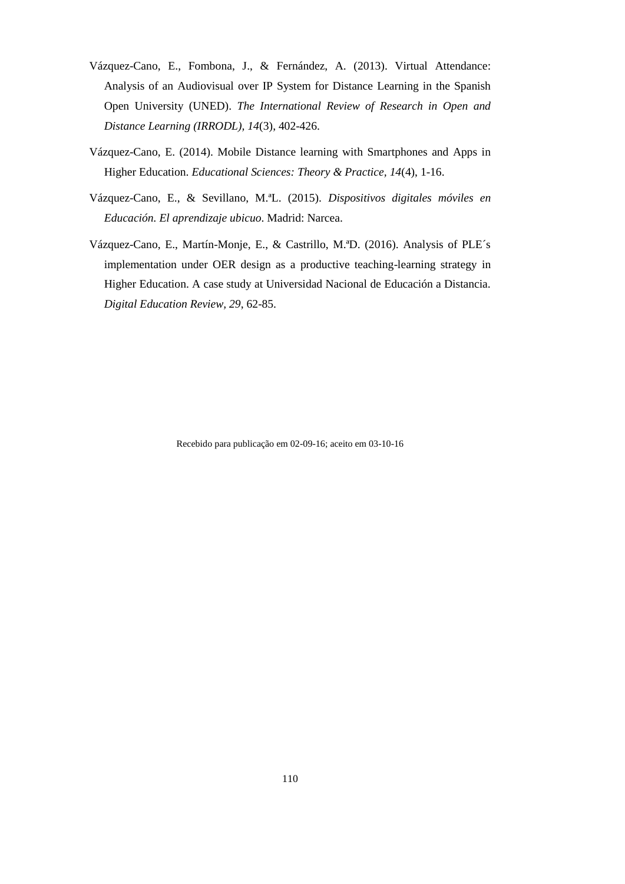Vázquez-Cano, E., Fombona, J., & Fernández, A. (2013). Virtual Attendance: Analysis of an Audiovisual over IP System for Distance Learning in the Spanish Open University (UNED). *The International Review of Research in Open and Distance Learning (IRRODL), 14*(3), 402-426.

Vázquez-Cano, E. (2014). Mobile Distance learning with Smartphones and Apps in Higher Education. *Educational Sciences: Theory & Practice, 14*(4), 1-16.

Vázquez-Cano, E., & Sevillano, M.ªL. (2015). *Dispositivos digitales móviles en Educación. El aprendizaje ubicuo*. Madrid: Narcea.

Vázquez-Cano, E., Martín-Monje, E., & Castrillo, M.ªD. (2016). Analysis of PLE´s implementation under OER design as a productive teaching-learning strategy in Higher Education. A case study at Universidad Nacional de Educación a Distancia. *Digital Education Review, 29*, 62-85.

Recebido para publicação em 02-09-16; aceito em 03-10-16